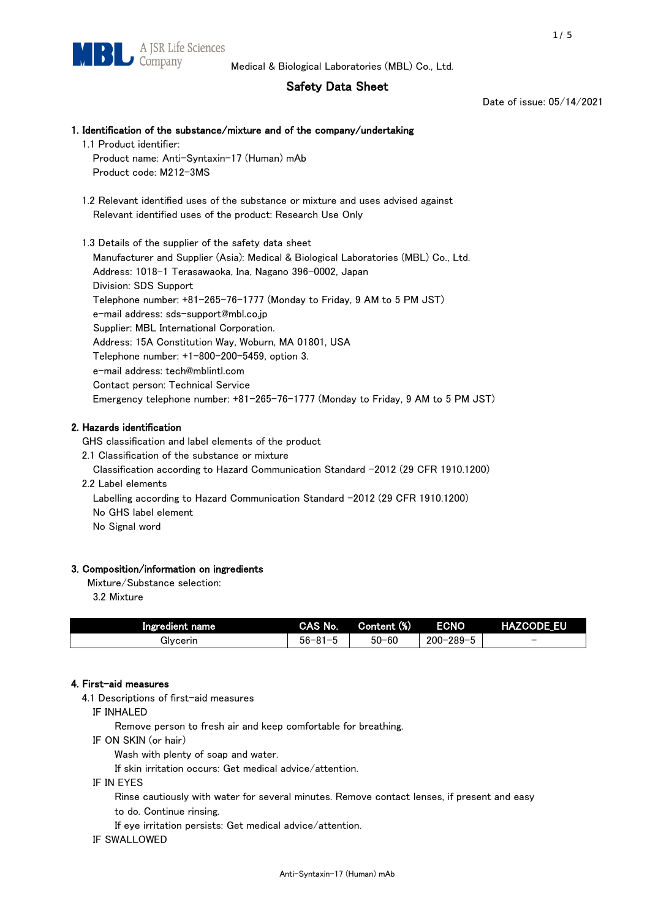Medical & Biological Laboratories (MBL) Co., Ltd.

# Safety Data Sheet

Date of issue: 05/14/2021

## 1. Identification of the substance/mixture and of the company/undertaking

1.1 Product identifier:

Product name: Anti-Syntaxin-17 (Human) mAb

Product code: M212-3MS

1.2 Relevant identified uses of the substance or mixture and uses advised against

Relevant identified uses of the product: Research Use Only

1.3 Details of the supplier of the safety data sheet

Manufacturer and Supplier (Asia): Medical & Biological Laboratories (MBL) Co., Ltd.

Address: 1018-1 Terasawaoka, Ina, Nagano 396-0002, Japan

Division: SDS Support

Telephone number: +81-265-76-1777 (Monday to Friday, 9 AM to 5 PM JST)

e-mail address: sds-support@mbl.co.jp

Supplier: MBL International Corporation.

Address: 15A Constitution Way, Woburn, MA 01801, USA

Telephone number: +1-800-200-5459, option 3.

e-mail address: tech@mblintl.com

Contact person: Technical Service

Emergency telephone number: +81-265-76-1777 (Monday to Friday, 9 AM to 5 PM JST)

## 2. Hazards identification

GHS classification and label elements of the product

2.1 Classification of the substance or mixture

Classification according to Hazard Communication Standard -2012 (29 CFR 1910.1200)

2.2 Label elements

Labelling according to Hazard Communication Standard -2012 (29 CFR 1910.1200)

No GHS label element

No Signal word

## 3. Composition/information on ingredients

Mixture/Substance selection:

3.2 Mixture

| Ingredient name | CAS No. | Content (%) | ECNO | HAZCODE_EU |
|---|---|---|---|---|
| Glycerin | 56-81-5 | 50-60 | 200-289-5 | - |

## 4. First-aid measures

4.1 Descriptions of first-aid measures

IF INHALED

Remove person to fresh air and keep comfortable for breathing.

IF ON SKIN (or hair)

Wash with plenty of soap and water.

If skin irritation occurs: Get medical advice/attention.

IF IN EYES

Rinse cautiously with water for several minutes. Remove contact lenses, if present and easy to do. Continue rinsing.

If eye irritation persists: Get medical advice/attention.

IF SWALLOWED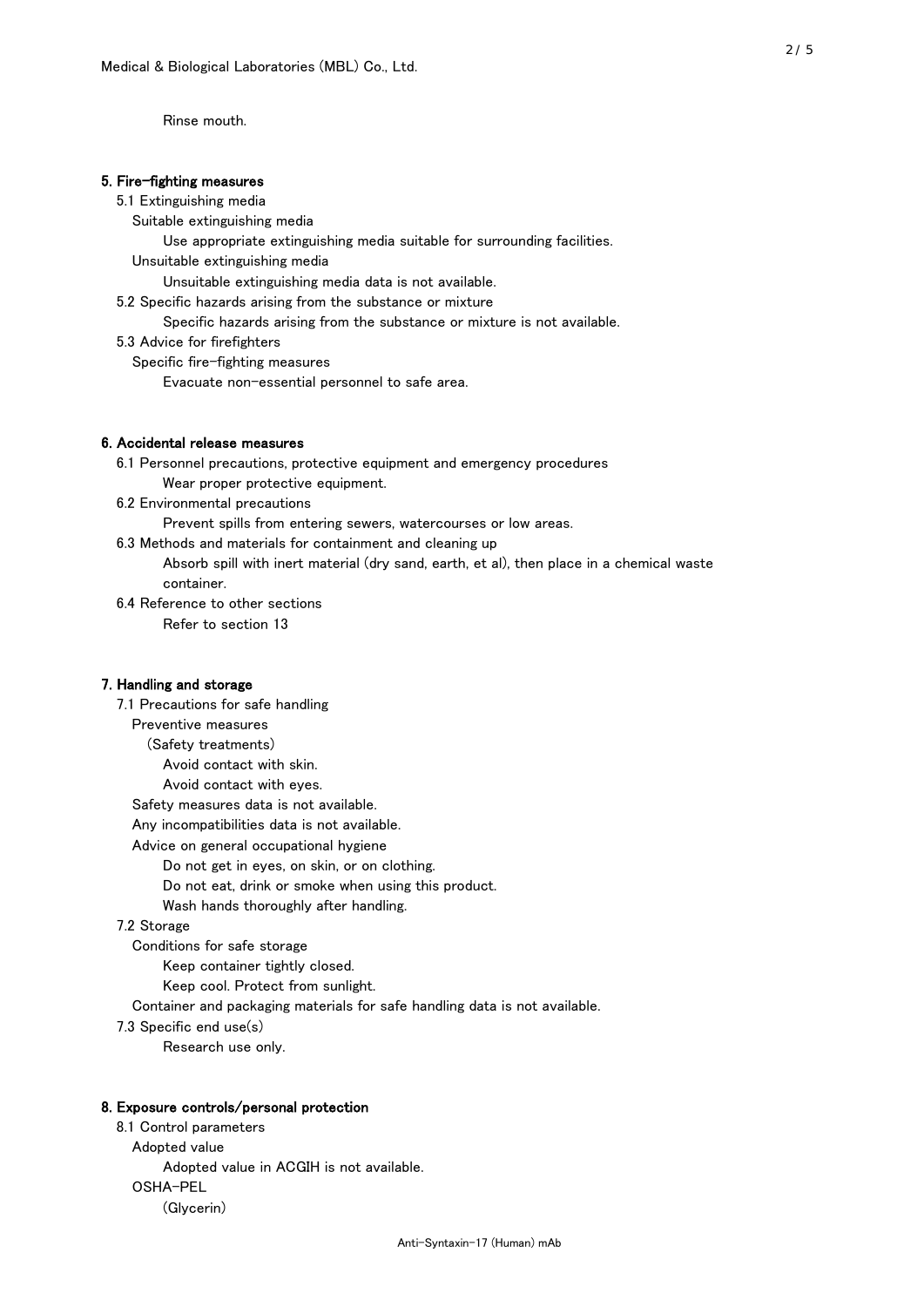Rinse mouth.

## 5. Fire-fighting measures

5.1 Extinguishing media

Suitable extinguishing media

Use appropriate extinguishing media suitable for surrounding facilities.

Unsuitable extinguishing media

Unsuitable extinguishing media data is not available.

5.2 Specific hazards arising from the substance or mixture

Specific hazards arising from the substance or mixture is not available.

5.3 Advice for firefighters

Specific fire-fighting measures

Evacuate non-essential personnel to safe area.

## 6. Accidental release measures

6.1 Personnel precautions, protective equipment and emergency procedures

Wear proper protective equipment.

6.2 Environmental precautions

Prevent spills from entering sewers, watercourses or low areas.

6.3 Methods and materials for containment and cleaning up

Absorb spill with inert material (dry sand, earth, et al), then place in a chemical waste container.

6.4 Reference to other sections

Refer to section 13

## 7. Handling and storage

7.1 Precautions for safe handling

Preventive measures

(Safety treatments)

Avoid contact with skin.

Avoid contact with eyes.

Safety measures data is not available.

Any incompatibilities data is not available.

Advice on general occupational hygiene

Do not get in eyes, on skin, or on clothing.

Do not eat, drink or smoke when using this product.

Wash hands thoroughly after handling.

7.2 Storage

Conditions for safe storage

Keep container tightly closed.

Keep cool. Protect from sunlight.

Container and packaging materials for safe handling data is not available.

7.3 Specific end use(s)

Research use only.

## 8. Exposure controls/personal protection

8.1 Control parameters

Adopted value

Adopted value in ACGIH is not available.

OSHA-PEL

(Glycerin)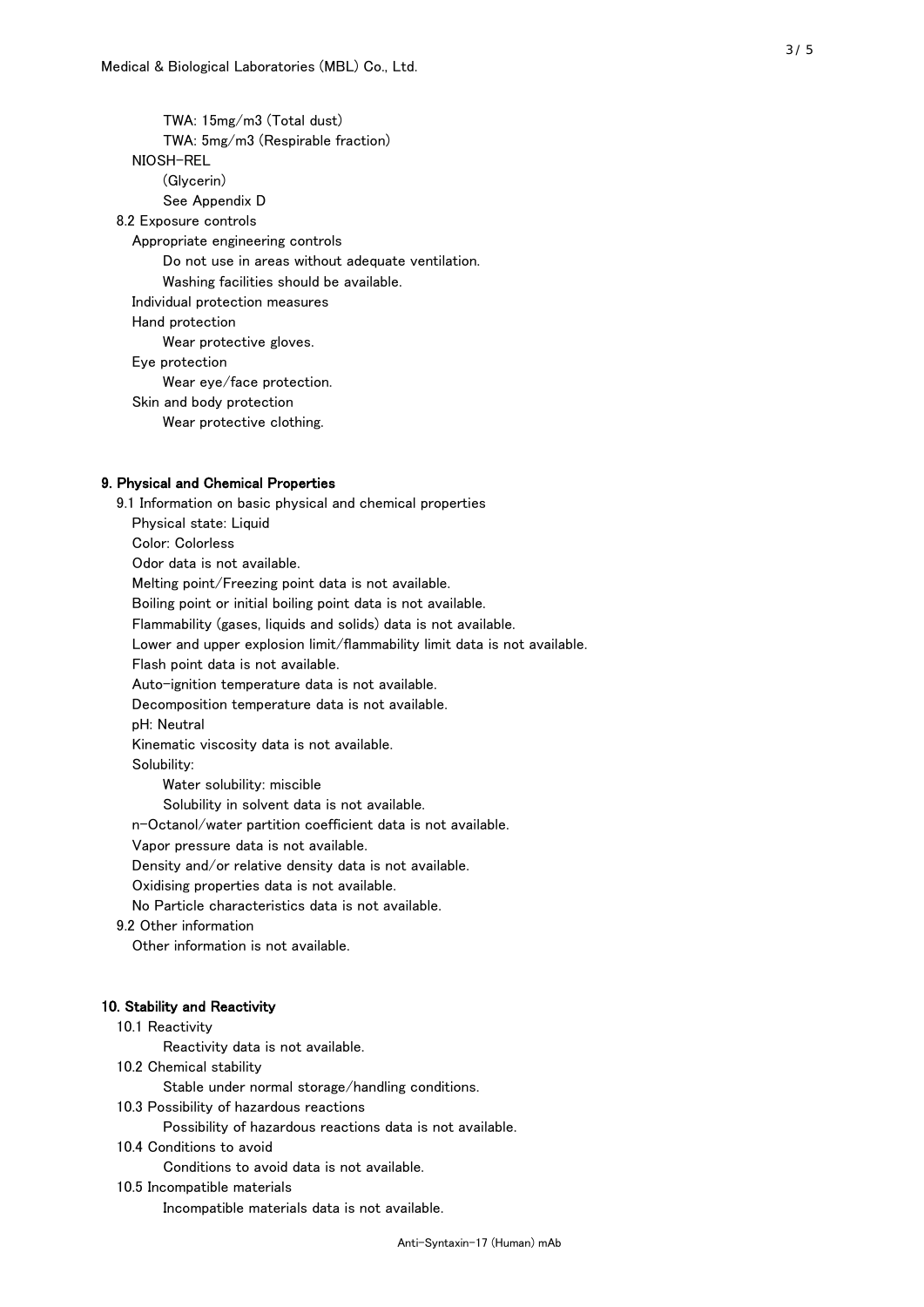TWA: 15mg/m3 (Total dust)

TWA: 5mg/m3 (Respirable fraction)

NIOSH-REL

(Glycerin)

See Appendix D

8.2 Exposure controls

Appropriate engineering controls

Do not use in areas without adequate ventilation.

Washing facilities should be available.

Individual protection measures

Hand protection

Wear protective gloves.

Eye protection

Wear eye/face protection.

Skin and body protection

Wear protective clothing.

## 9. Physical and Chemical Properties

9.1 Information on basic physical and chemical properties

Physical state: Liquid

Color: Colorless

Odor data is not available.

Melting point/Freezing point data is not available.

Boiling point or initial boiling point data is not available.

Flammability (gases, liquids and solids) data is not available.

Lower and upper explosion limit/flammability limit data is not available.

Flash point data is not available.

Auto-ignition temperature data is not available.

Decomposition temperature data is not available.

pH: Neutral

Kinematic viscosity data is not available.

Solubility:

Water solubility: miscible

Solubility in solvent data is not available.

n-Octanol/water partition coefficient data is not available.

Vapor pressure data is not available.

Density and/or relative density data is not available.

Oxidising properties data is not available.

No Particle characteristics data is not available.

9.2 Other information

Other information is not available.

## 10. Stability and Reactivity

10.1 Reactivity

Reactivity data is not available.

10.2 Chemical stability

Stable under normal storage/handling conditions.

10.3 Possibility of hazardous reactions

Possibility of hazardous reactions data is not available.

10.4 Conditions to avoid

Conditions to avoid data is not available.

10.5 Incompatible materials

Incompatible materials data is not available.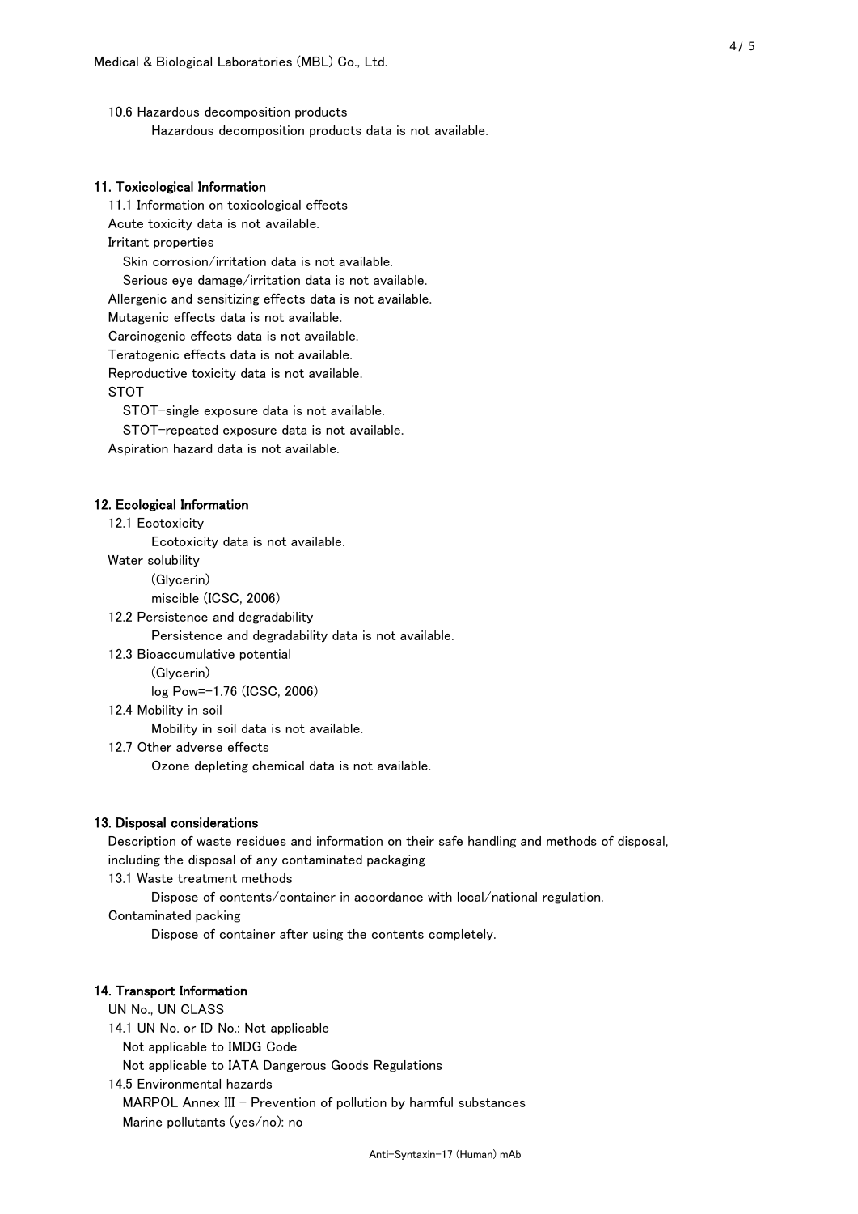10.6 Hazardous decomposition products

Hazardous decomposition products data is not available.

## 11. Toxicological Information

11.1 Information on toxicological effects

Acute toxicity data is not available.

Irritant properties

Skin corrosion/irritation data is not available.

Serious eye damage/irritation data is not available.

Allergenic and sensitizing effects data is not available.

Mutagenic effects data is not available.

Carcinogenic effects data is not available.

Teratogenic effects data is not available.

Reproductive toxicity data is not available.

STOT

STOT-single exposure data is not available.

STOT-repeated exposure data is not available.

Aspiration hazard data is not available.

## 12. Ecological Information

12.1 Ecotoxicity

Ecotoxicity data is not available.

Water solubility

(Glycerin)

miscible (ICSC, 2006)

12.2 Persistence and degradability

Persistence and degradability data is not available.

12.3 Bioaccumulative potential

(Glycerin)

log Pow=-1.76 (ICSC, 2006)

12.4 Mobility in soil

Mobility in soil data is not available.

12.7 Other adverse effects

Ozone depleting chemical data is not available.

## 13. Disposal considerations

Description of waste residues and information on their safe handling and methods of disposal, including the disposal of any contaminated packaging

13.1 Waste treatment methods

Dispose of contents/container in accordance with local/national regulation.

Contaminated packing

Dispose of container after using the contents completely.

## 14. Transport Information

UN No., UN CLASS

14.1 UN No. or ID No.: Not applicable

Not applicable to IMDG Code

Not applicable to IATA Dangerous Goods Regulations

14.5 Environmental hazards

MARPOL Annex III - Prevention of pollution by harmful substances

Marine pollutants (yes/no): no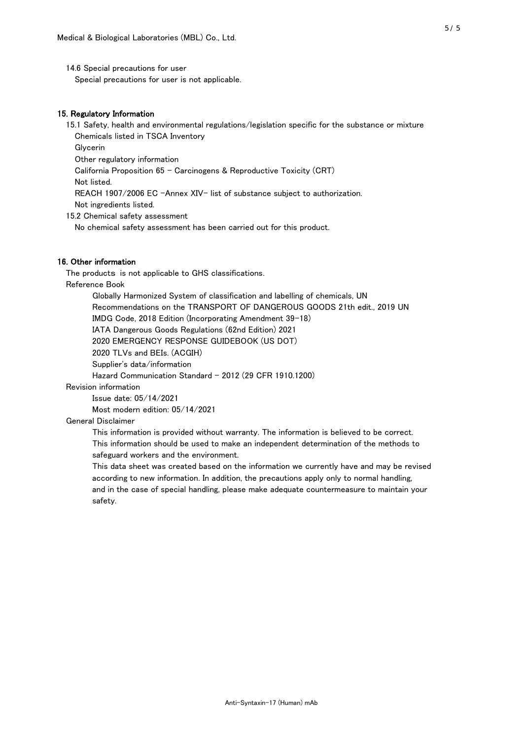14.6 Special precautions for user

Special precautions for user is not applicable.

## 15. Regulatory Information

15.1 Safety, health and environmental regulations/legislation specific for the substance or mixture

Chemicals listed in TSCA Inventory

Glycerin

Other regulatory information

California Proposition 65 - Carcinogens & Reproductive Toxicity (CRT)

Not listed.

REACH 1907/2006 EC -Annex XIV- list of substance subject to authorization.

Not ingredients listed.

15.2 Chemical safety assessment

No chemical safety assessment has been carried out for this product.

## 16. Other information

The products is not applicable to GHS classifications.

Reference Book

Globally Harmonized System of classification and labelling of chemicals, UN

Recommendations on the TRANSPORT OF DANGEROUS GOODS 21th edit., 2019 UN

IMDG Code, 2018 Edition (Incorporating Amendment 39-18)

IATA Dangerous Goods Regulations (62nd Edition) 2021

2020 EMERGENCY RESPONSE GUIDEBOOK (US DOT)

2020 TLVs and BEIs. (ACGIH)

Supplier's data/information

Hazard Communication Standard - 2012 (29 CFR 1910.1200)

Revision information

Issue date: 05/14/2021

Most modern edition: 05/14/2021

General Disclaimer

This information is provided without warranty. The information is believed to be correct. This information should be used to make an independent determination of the methods to safeguard workers and the environment.

This data sheet was created based on the information we currently have and may be revised according to new information. In addition, the precautions apply only to normal handling, and in the case of special handling, please make adequate countermeasure to maintain your safety.